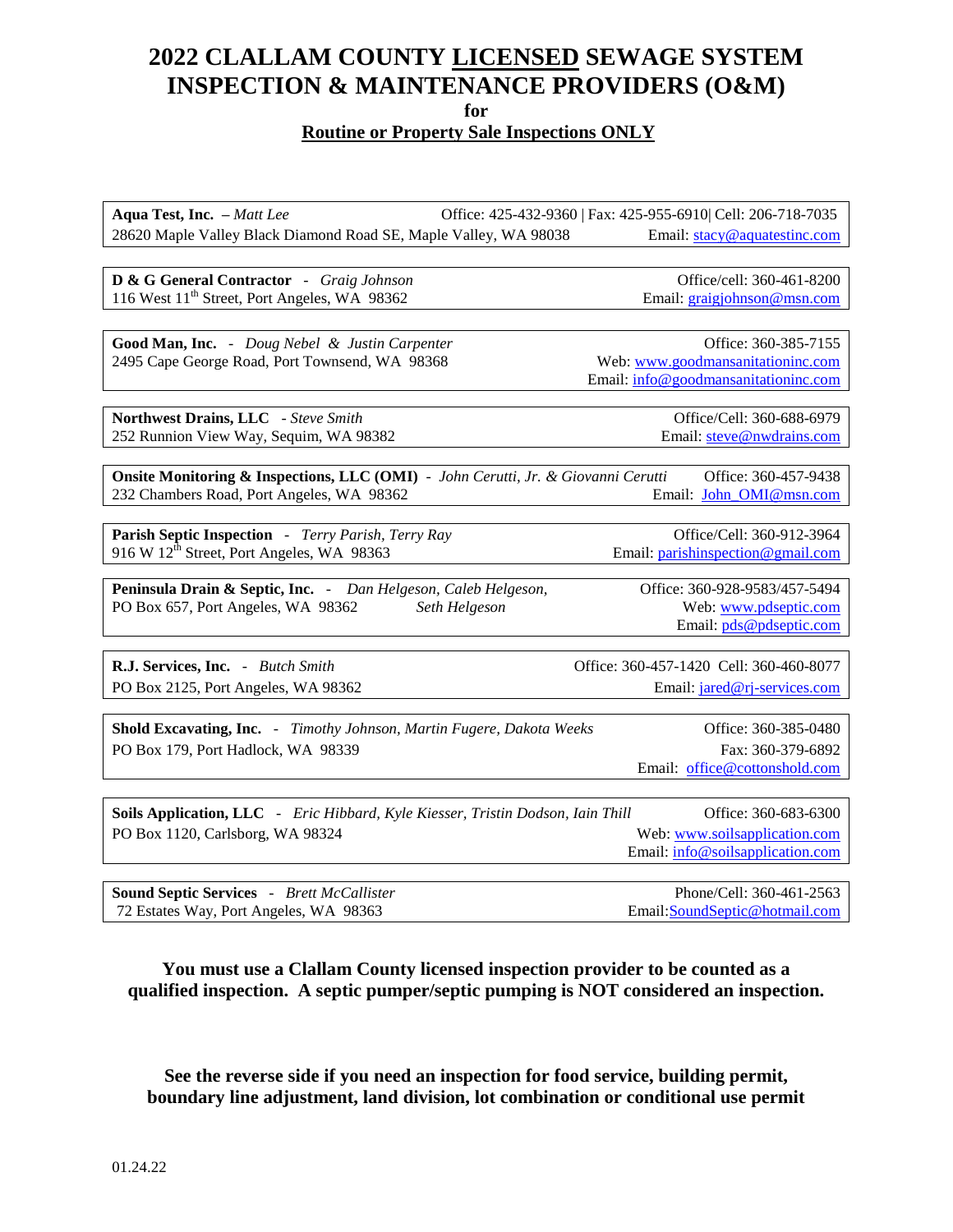# 2022 CLALLAM COUNTY LICENSED SEWAGE SYSTEM INSPECTION & MAINTENANCE PROVIDERS (O&M)

**for**

**Routine or Property Sale Inspections ONLY**

---

**Aqua Test, Inc.** – *Matt Lee*
Office: 425-432-9360 | Fax: 425-955-6910| Cell: 206-718-7035
28620 Maple Valley Black Diamond Road SE, Maple Valley, WA 98038
Email: stacy@aquatestinc.com

---

**D & G General Contractor** - *Graig Johnson*
Office/cell: 360-461-8200
116 West 11th Street, Port Angeles, WA 98362
Email: graigjohnson@msn.com

---

**Good Man, Inc.** - *Doug Nebel & Justin Carpenter*
Office: 360-385-7155
2495 Cape George Road, Port Townsend, WA 98368
Web: www.goodmansanitationinc.com
Email: info@goodmansanitationinc.com

---

**Northwest Drains, LLC** - *Steve Smith*
Office/Cell: 360-688-6979
252 Runnion View Way, Sequim, WA 98382
Email: steve@nwdrains.com

---

**Onsite Monitoring & Inspections, LLC (OMI)** - *John Cerutti, Jr. & Giovanni Cerutti*
Office: 360-457-9438
232 Chambers Road, Port Angeles, WA 98362
Email: John_OMI@msn.com

---

**Parish Septic Inspection** - *Terry Parish, Terry Ray*
Office/Cell: 360-912-3964
916 W 12th Street, Port Angeles, WA 98363
Email: parishinspection@gmail.com

---

**Peninsula Drain & Septic, Inc.** - *Dan Helgeson, Caleb Helgeson, Seth Helgeson*
Office: 360-928-9583/457-5494
PO Box 657, Port Angeles, WA 98362
Web: www.pdseptic.com
Email: pds@pdseptic.com

---

**R.J. Services, Inc.** - *Butch Smith*
Office: 360-457-1420 Cell: 360-460-8077
PO Box 2125, Port Angeles, WA 98362
Email: jared@rj-services.com

---

**Shold Excavating, Inc.** - *Timothy Johnson, Martin Fugere, Dakota Weeks*
Office: 360-385-0480
PO Box 179, Port Hadlock, WA 98339
Fax: 360-379-6892
Email: office@cottonshold.com

---

**Soils Application, LLC** - *Eric Hibbard, Kyle Kiesser, Tristin Dodson, Iain Thill*
Office: 360-683-6300
PO Box 1120, Carlsborg, WA 98324
Web: www.soilsapplication.com
Email: info@soilsapplication.com

---

**Sound Septic Services** - *Brett McCallister*
Phone/Cell: 360-461-2563
72 Estates Way, Port Angeles, WA 98363
Email: SoundSeptic@hotmail.com

---

**You must use a Clallam County licensed inspection provider to be counted as a qualified inspection. A septic pumper/septic pumping is NOT considered an inspection.**

**See the reverse side if you need an inspection for food service, building permit, boundary line adjustment, land division, lot combination or conditional use permit**

01.24.22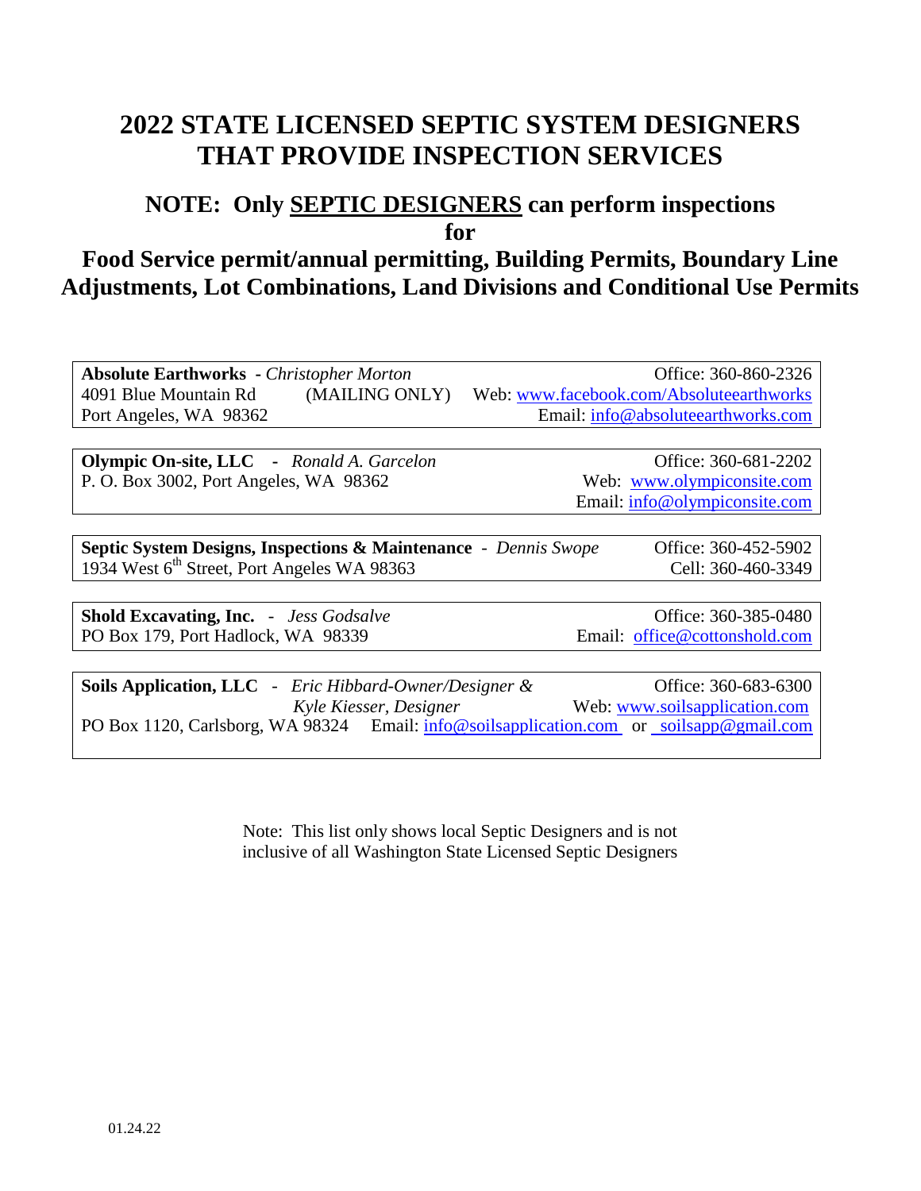# 2022 STATE LICENSED SEPTIC SYSTEM DESIGNERS THAT PROVIDE INSPECTION SERVICES

## NOTE: Only SEPTIC DESIGNERS can perform inspections for

## Food Service permit/annual permitting, Building Permits, Boundary Line Adjustments, Lot Combinations, Land Divisions and Conditional Use Permits

**Absolute Earthworks** - *Christopher Morton*
4091 Blue Mountain Rd (MAILING ONLY)
Port Angeles, WA 98362
Office: 360-860-2326
Web: www.facebook.com/Absoluteearthworks
Email: info@absoluteearthworks.com

**Olympic On-site, LLC** - *Ronald A. Garcelon*
P. O. Box 3002, Port Angeles, WA 98362
Office: 360-681-2202
Web: www.olympiconsite.com
Email: info@olympiconsite.com

**Septic System Designs, Inspections & Maintenance** - *Dennis Swope*
1934 West 6th Street, Port Angeles WA 98363
Office: 360-452-5902
Cell: 360-460-3349

**Shold Excavating, Inc.** - *Jess Godsalve*
PO Box 179, Port Hadlock, WA 98339
Office: 360-385-0480
Email: office@cottonshold.com

**Soils Application, LLC** - *Eric Hibbard-Owner/Designer & Kyle Kiesser, Designer*
PO Box 1120, Carlsborg, WA 98324
Office: 360-683-6300
Web: www.soilsapplication.com
Email: info@soilsapplication.com or soilsapp@gmail.com

Note: This list only shows local Septic Designers and is not inclusive of all Washington State Licensed Septic Designers

01.24.22